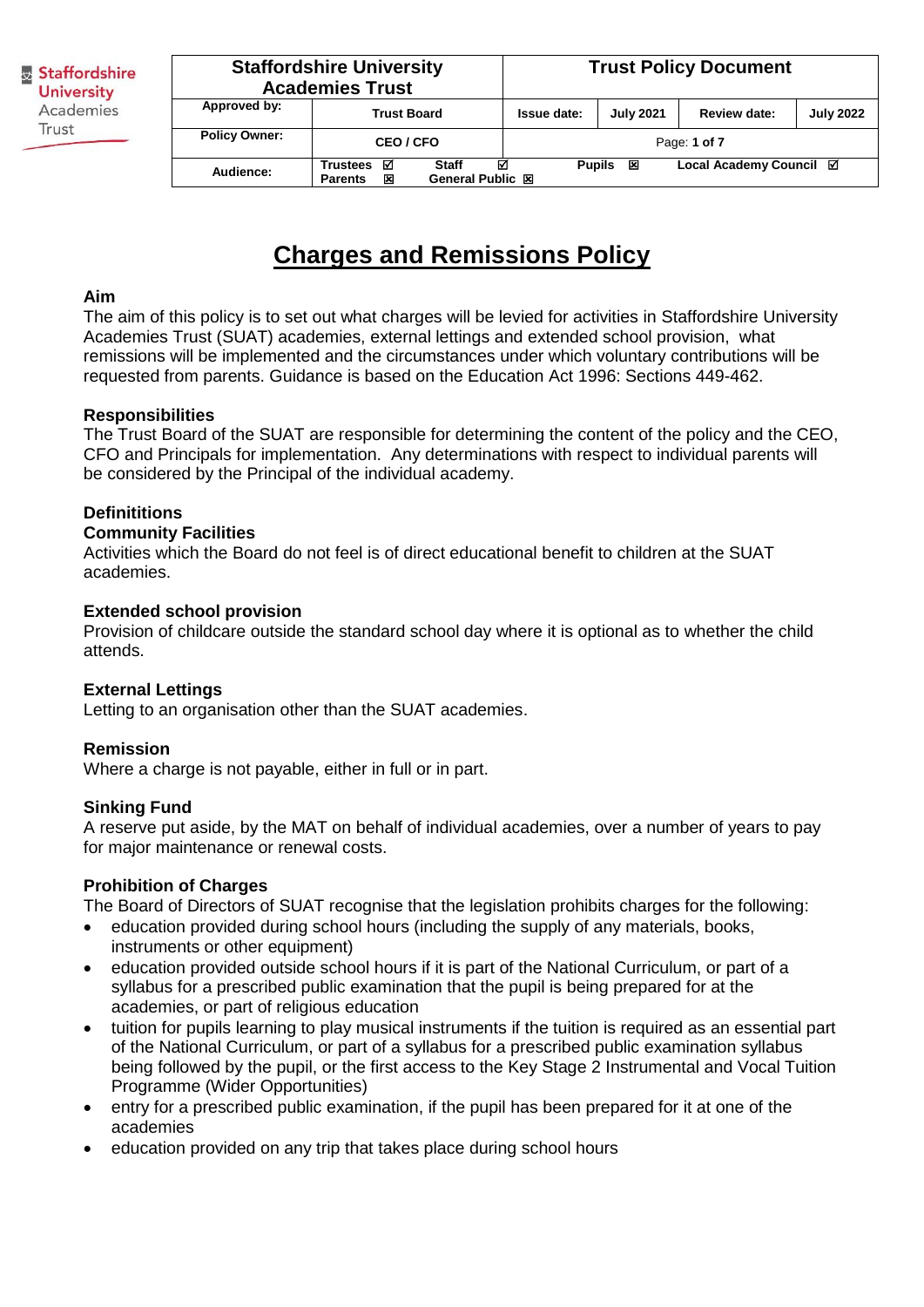| Staffordshire University Academies Trust | | Trust Policy Document | | | |
|---|---|---|---|---|---|
| Approved by: | Trust Board | Issue date: | July 2021 | Review date: | July 2022 |
| Policy Owner: | CEO / CFO | Page: 1 of 7 | | | |
| Audience: | Trustees ☑ Staff ☑ Parents ☒ General Public ☒ | Pupils ☒ | | Local Academy Council ☑ | |

# Charges and Remissions Policy

**Aim**
The aim of this policy is to set out what charges will be levied for activities in Staffordshire University Academies Trust (SUAT) academies, external lettings and extended school provision, what remissions will be implemented and the circumstances under which voluntary contributions will be requested from parents. Guidance is based on the Education Act 1996: Sections 449-462.

**Responsibilities**
The Trust Board of the SUAT are responsible for determining the content of the policy and the CEO, CFO and Principals for implementation. Any determinations with respect to individual parents will be considered by the Principal of the individual academy.

**Definititions**

**Community Facilities**
Activities which the Board do not feel is of direct educational benefit to children at the SUAT academies.

**Extended school provision**
Provision of childcare outside the standard school day where it is optional as to whether the child attends.

**External Lettings**
Letting to an organisation other than the SUAT academies.

**Remission**
Where a charge is not payable, either in full or in part.

**Sinking Fund**
A reserve put aside, by the MAT on behalf of individual academies, over a number of years to pay for major maintenance or renewal costs.

**Prohibition of Charges**
The Board of Directors of SUAT recognise that the legislation prohibits charges for the following:

- education provided during school hours (including the supply of any materials, books, instruments or other equipment)
- education provided outside school hours if it is part of the National Curriculum, or part of a syllabus for a prescribed public examination that the pupil is being prepared for at the academies, or part of religious education
- tuition for pupils learning to play musical instruments if the tuition is required as an essential part of the National Curriculum, or part of a syllabus for a prescribed public examination syllabus being followed by the pupil, or the first access to the Key Stage 2 Instrumental and Vocal Tuition Programme (Wider Opportunities)
- entry for a prescribed public examination, if the pupil has been prepared for it at one of the academies
- education provided on any trip that takes place during school hours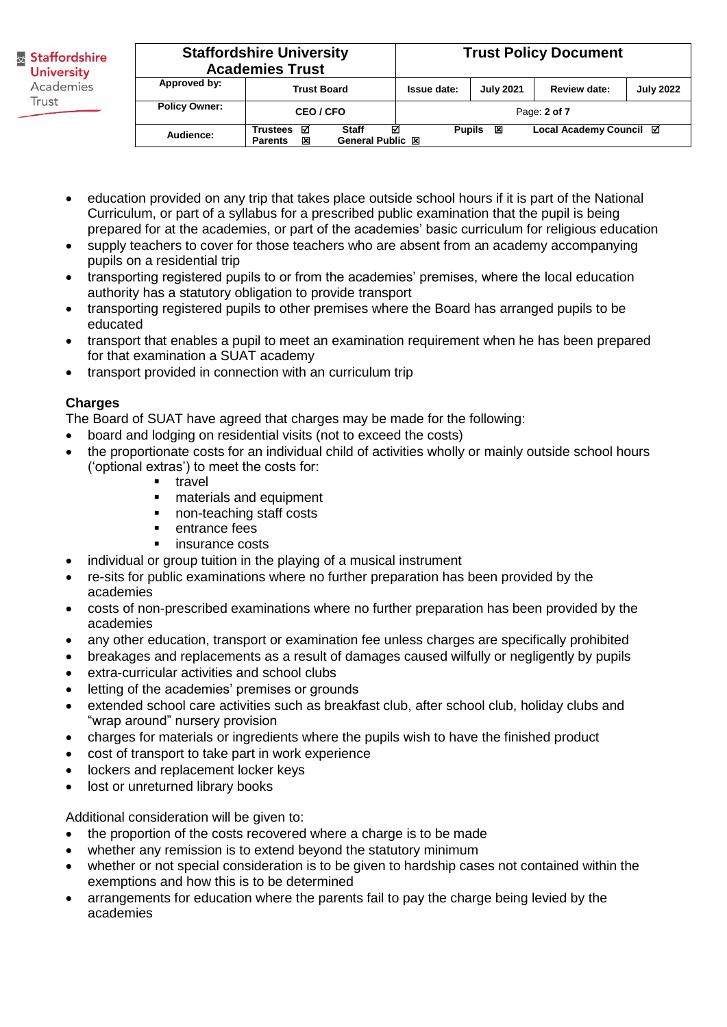- education provided on any trip that takes place outside school hours if it is part of the National Curriculum, or part of a syllabus for a prescribed public examination that the pupil is being prepared for at the academies, or part of the academies' basic curriculum for religious education
- supply teachers to cover for those teachers who are absent from an academy accompanying pupils on a residential trip
- transporting registered pupils to or from the academies' premises, where the local education authority has a statutory obligation to provide transport
- transporting registered pupils to other premises where the Board has arranged pupils to be educated
- transport that enables a pupil to meet an examination requirement when he has been prepared for that examination a SUAT academy
- transport provided in connection with an curriculum trip

**Charges**

The Board of SUAT have agreed that charges may be made for the following:

- board and lodging on residential visits (not to exceed the costs)
- the proportionate costs for an individual child of activities wholly or mainly outside school hours ('optional extras') to meet the costs for:
  - travel
  - materials and equipment
  - non-teaching staff costs
  - entrance fees
  - insurance costs
- individual or group tuition in the playing of a musical instrument
- re-sits for public examinations where no further preparation has been provided by the academies
- costs of non-prescribed examinations where no further preparation has been provided by the academies
- any other education, transport or examination fee unless charges are specifically prohibited
- breakages and replacements as a result of damages caused wilfully or negligently by pupils
- extra-curricular activities and school clubs
- letting of the academies' premises or grounds
- extended school care activities such as breakfast club, after school club, holiday clubs and "wrap around" nursery provision
- charges for materials or ingredients where the pupils wish to have the finished product
- cost of transport to take part in work experience
- lockers and replacement locker keys
- lost or unreturned library books

Additional consideration will be given to:

- the proportion of the costs recovered where a charge is to be made
- whether any remission is to extend beyond the statutory minimum
- whether or not special consideration is to be given to hardship cases not contained within the exemptions and how this is to be determined
- arrangements for education where the parents fail to pay the charge being levied by the academies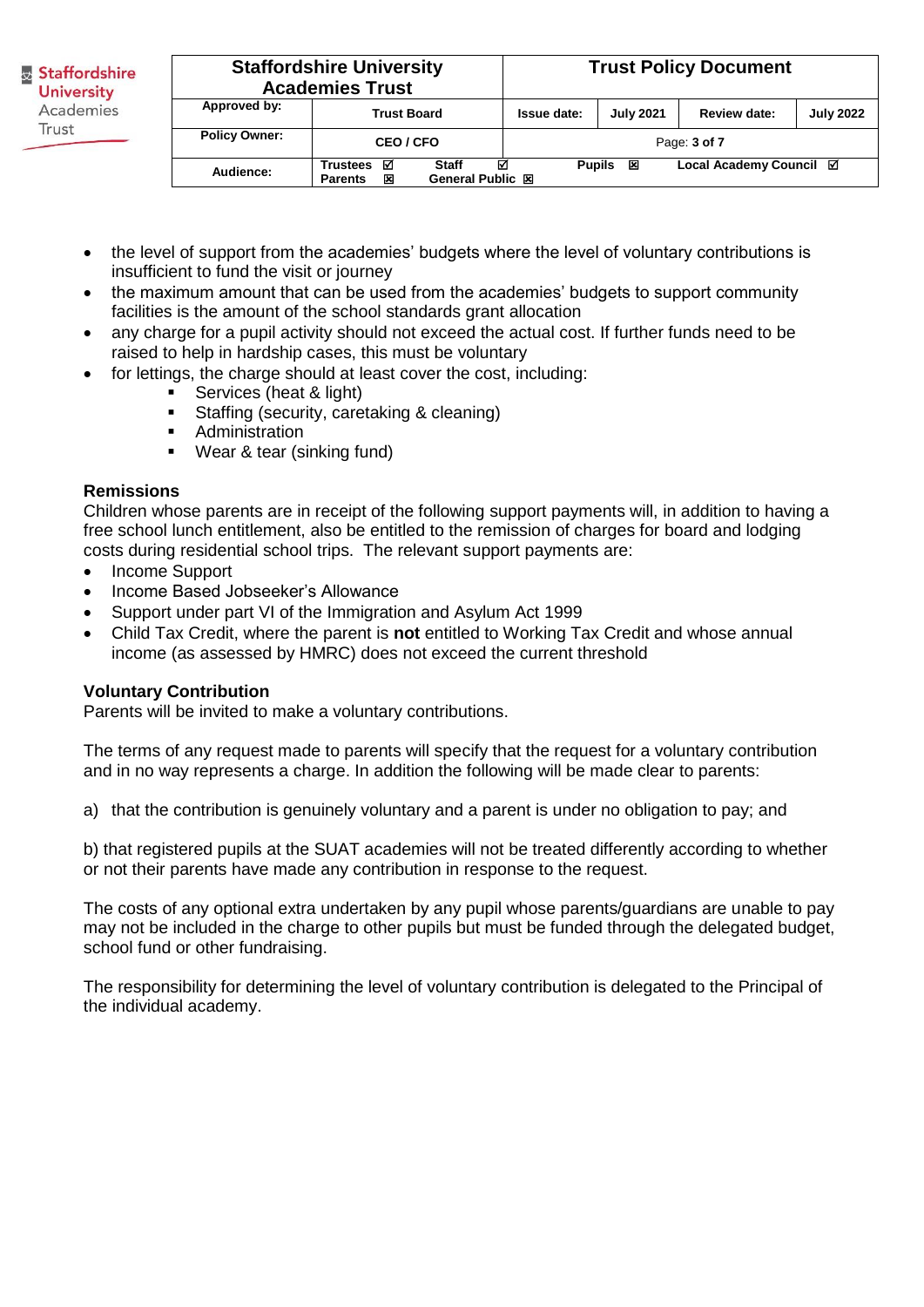- the level of support from the academies' budgets where the level of voluntary contributions is insufficient to fund the visit or journey
- the maximum amount that can be used from the academies' budgets to support community facilities is the amount of the school standards grant allocation
- any charge for a pupil activity should not exceed the actual cost. If further funds need to be raised to help in hardship cases, this must be voluntary
- for lettings, the charge should at least cover the cost, including:
    - Services (heat & light)
    - Staffing (security, caretaking & cleaning)
    - Administration
    - Wear & tear (sinking fund)

**Remissions**
Children whose parents are in receipt of the following support payments will, in addition to having a free school lunch entitlement, also be entitled to the remission of charges for board and lodging costs during residential school trips. The relevant support payments are:

- Income Support
- Income Based Jobseeker's Allowance
- Support under part VI of the Immigration and Asylum Act 1999
- Child Tax Credit, where the parent is **not** entitled to Working Tax Credit and whose annual income (as assessed by HMRC) does not exceed the current threshold

**Voluntary Contribution**
Parents will be invited to make a voluntary contributions.

The terms of any request made to parents will specify that the request for a voluntary contribution and in no way represents a charge. In addition the following will be made clear to parents:

a) that the contribution is genuinely voluntary and a parent is under no obligation to pay; and

b) that registered pupils at the SUAT academies will not be treated differently according to whether or not their parents have made any contribution in response to the request.

The costs of any optional extra undertaken by any pupil whose parents/guardians are unable to pay may not be included in the charge to other pupils but must be funded through the delegated budget, school fund or other fundraising.

The responsibility for determining the level of voluntary contribution is delegated to the Principal of the individual academy.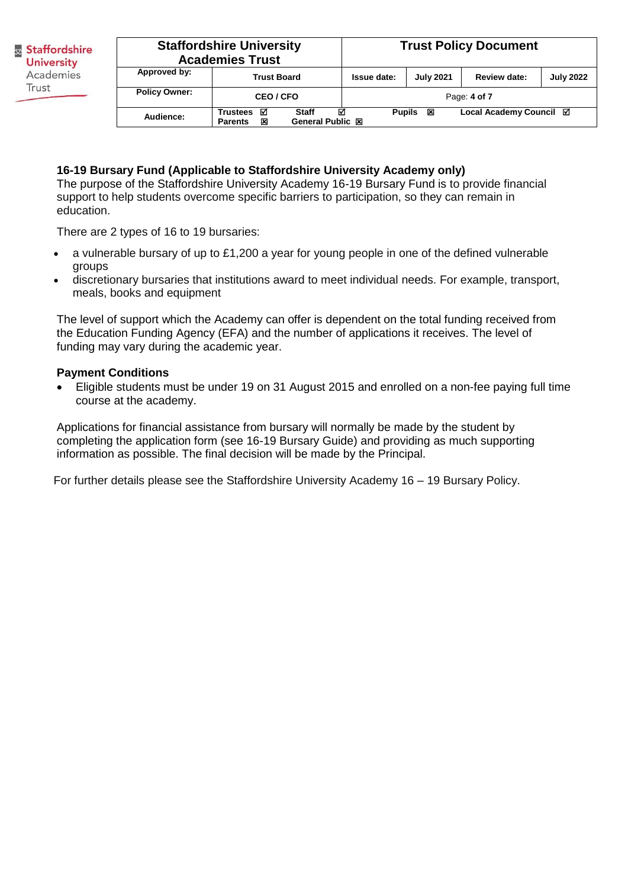### 16-19 Bursary Fund (Applicable to Staffordshire University Academy only)

The purpose of the Staffordshire University Academy 16-19 Bursary Fund is to provide financial support to help students overcome specific barriers to participation, so they can remain in education.

There are 2 types of 16 to 19 bursaries:

- a vulnerable bursary of up to £1,200 a year for young people in one of the defined vulnerable groups
- discretionary bursaries that institutions award to meet individual needs. For example, transport, meals, books and equipment

The level of support which the Academy can offer is dependent on the total funding received from the Education Funding Agency (EFA) and the number of applications it receives. The level of funding may vary during the academic year.

**Payment Conditions**

- Eligible students must be under 19 on 31 August 2015 and enrolled on a non-fee paying full time course at the academy.

Applications for financial assistance from bursary will normally be made by the student by completing the application form (see 16-19 Bursary Guide) and providing as much supporting information as possible. The final decision will be made by the Principal.

For further details please see the Staffordshire University Academy 16 – 19 Bursary Policy.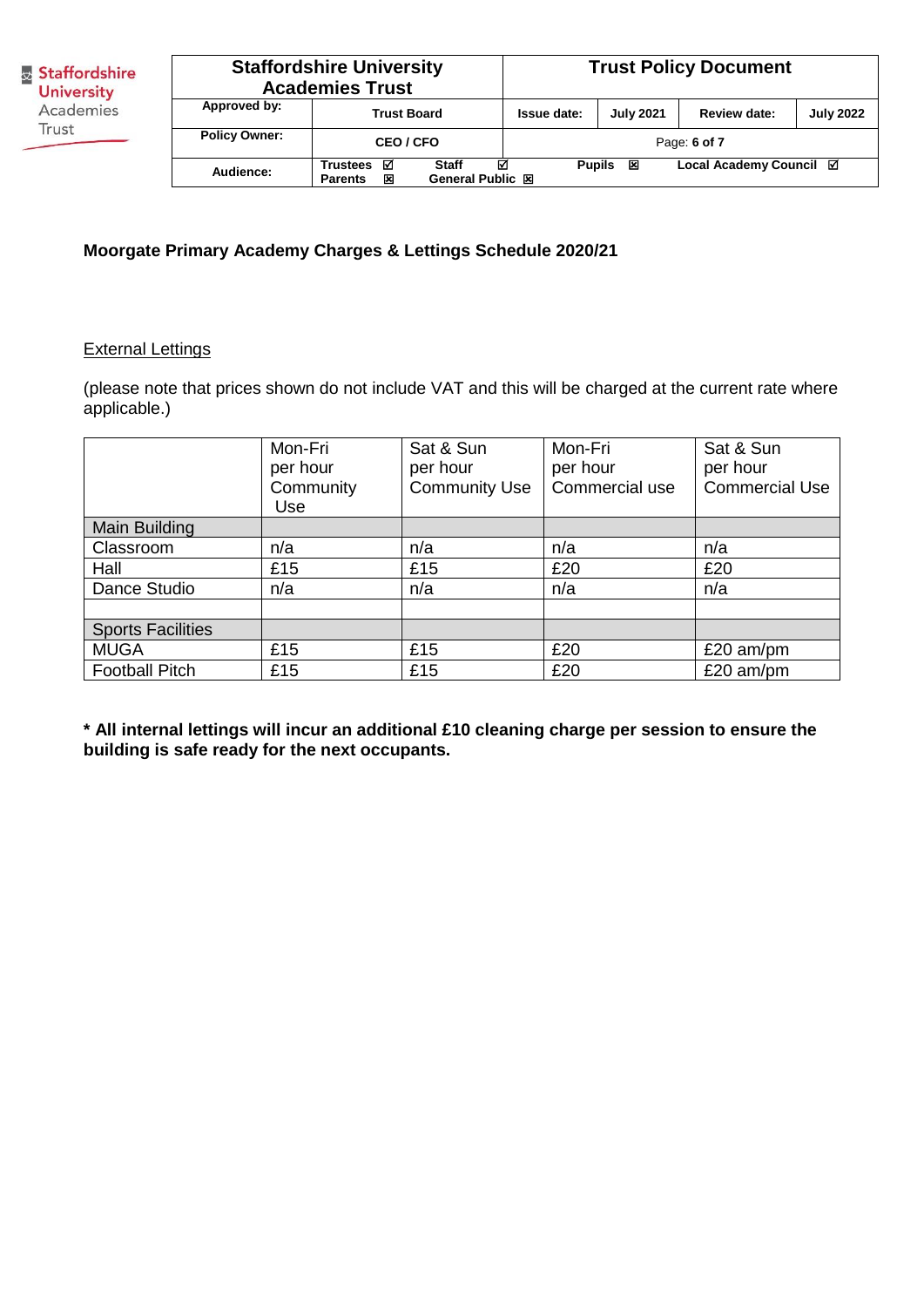**Moorgate Primary Academy Charges & Lettings Schedule 2020/21**

External Lettings

(please note that prices shown do not include VAT and this will be charged at the current rate where applicable.)

| | Mon-Fri per hour Community Use | Sat & Sun per hour Community Use | Mon-Fri per hour Commercial use | Sat & Sun per hour Commercial Use |
|---|---|---|---|---|
| Main Building | | | | |
| Classroom | n/a | n/a | n/a | n/a |
| Hall | £15 | £15 | £20 | £20 |
| Dance Studio | n/a | n/a | n/a | n/a |
| | | | | |
| Sports Facilities | | | | |
| MUGA | £15 | £15 | £20 | £20 am/pm |
| Football Pitch | £15 | £15 | £20 | £20 am/pm |

**\* All internal lettings will incur an additional £10 cleaning charge per session to ensure the building is safe ready for the next occupants.**